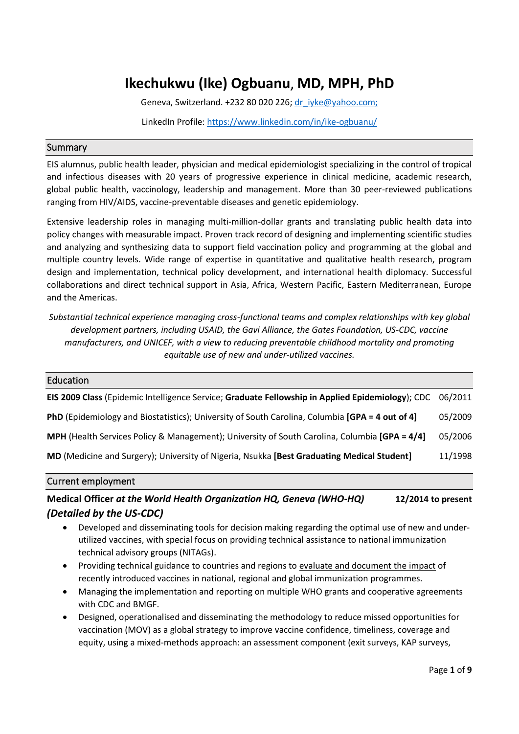# Ikechukwu (Ike) Ogbuanu, MD, MPH, PhD

Geneva, Switzerland. +232 80 020 226; dr_iyke@yahoo.com;

LinkedIn Profile: https://www.linkedin.com/in/ike-ogbuanu/

## Summary

EIS alumnus, public health leader, physician and medical epidemiologist specializing in the control of tropical and infectious diseases with 20 years of progressive experience in clinical medicine, academic research, global public health, vaccinology, leadership and management. More than 30 peer-reviewed publications ranging from HIV/AIDS, vaccine-preventable diseases and genetic epidemiology.

Extensive leadership roles in managing multi-million-dollar grants and translating public health data into policy changes with measurable impact. Proven track record of designing and implementing scientific studies and analyzing and synthesizing data to support field vaccination policy and programming at the global and multiple country levels. Wide range of expertise in quantitative and qualitative health research, program design and implementation, technical policy development, and international health diplomacy. Successful collaborations and direct technical support in Asia, Africa, Western Pacific, Eastern Mediterranean, Europe and the Americas.

*Substantial technical experience managing cross-functional teams and complex relationships with key global development partners, including USAID, the Gavi Alliance, the Gates Foundation, US-CDC, vaccine manufacturers, and UNICEF, with a view to reducing preventable childhood mortality and promoting equitable use of new and under-utilized vaccines.*

## Education

**EIS 2009 Class** (Epidemic Intelligence Service; **Graduate Fellowship in Applied Epidemiology**); CDC — 06/2011

**PhD** (Epidemiology and Biostatistics); University of South Carolina, Columbia **[GPA = 4 out of 4]** — 05/2009

**MPH** (Health Services Policy & Management); University of South Carolina, Columbia **[GPA = 4/4]** — 05/2006

**MD** (Medicine and Surgery); University of Nigeria, Nsukka **[Best Graduating Medical Student]** — 11/1998

## Current employment

### Medical Officer *at the World Health Organization HQ, Geneva (WHO-HQ) (Detailed by the US-CDC)* — 12/2014 to present

- Developed and disseminating tools for decision making regarding the optimal use of new and under-utilized vaccines, with special focus on providing technical assistance to national immunization technical advisory groups (NITAGs).
- Providing technical guidance to countries and regions to evaluate and document the impact of recently introduced vaccines in national, regional and global immunization programmes.
- Managing the implementation and reporting on multiple WHO grants and cooperative agreements with CDC and BMGF.
- Designed, operationalised and disseminating the methodology to reduce missed opportunities for vaccination (MOV) as a global strategy to improve vaccine confidence, timeliness, coverage and equity, using a mixed-methods approach: an assessment component (exit surveys, KAP surveys,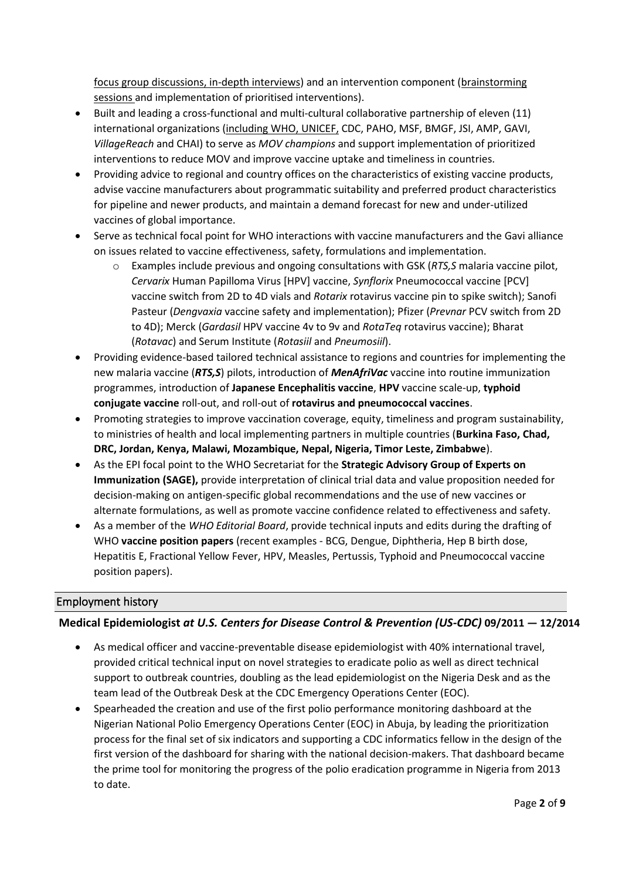focus group discussions, in-depth interviews) and an intervention component (brainstorming sessions and implementation of prioritised interventions).

- Built and leading a cross-functional and multi-cultural collaborative partnership of eleven (11) international organizations (including WHO, UNICEF, CDC, PAHO, MSF, BMGF, JSI, AMP, GAVI, *VillageReach* and CHAI) to serve as *MOV champions* and support implementation of prioritized interventions to reduce MOV and improve vaccine uptake and timeliness in countries.
- Providing advice to regional and country offices on the characteristics of existing vaccine products, advise vaccine manufacturers about programmatic suitability and preferred product characteristics for pipeline and newer products, and maintain a demand forecast for new and under-utilized vaccines of global importance.
- Serve as technical focal point for WHO interactions with vaccine manufacturers and the Gavi alliance on issues related to vaccine effectiveness, safety, formulations and implementation.
  - Examples include previous and ongoing consultations with GSK (*RTS,S* malaria vaccine pilot, *Cervarix* Human Papilloma Virus [HPV] vaccine, *Synflorix* Pneumococcal vaccine [PCV] vaccine switch from 2D to 4D vials and *Rotarix* rotavirus vaccine pin to spike switch); Sanofi Pasteur (*Dengvaxia* vaccine safety and implementation); Pfizer (*Prevnar* PCV switch from 2D to 4D); Merck (*Gardasil* HPV vaccine 4v to 9v and *RotaTeq* rotavirus vaccine); Bharat (*Rotavac*) and Serum Institute (*Rotasiil* and *Pneumosiil*).
- Providing evidence-based tailored technical assistance to regions and countries for implementing the new malaria vaccine (***RTS,S***) pilots, introduction of ***MenAfriVac*** vaccine into routine immunization programmes, introduction of **Japanese Encephalitis vaccine**, **HPV** vaccine scale-up, **typhoid conjugate vaccine** roll-out, and roll-out of **rotavirus and pneumococcal vaccines**.
- Promoting strategies to improve vaccination coverage, equity, timeliness and program sustainability, to ministries of health and local implementing partners in multiple countries (**Burkina Faso, Chad, DRC, Jordan, Kenya, Malawi, Mozambique, Nepal, Nigeria, Timor Leste, Zimbabwe**).
- As the EPI focal point to the WHO Secretariat for the **Strategic Advisory Group of Experts on Immunization (SAGE),** provide interpretation of clinical trial data and value proposition needed for decision-making on antigen-specific global recommendations and the use of new vaccines or alternate formulations, as well as promote vaccine confidence related to effectiveness and safety.
- As a member of the *WHO Editorial Board*, provide technical inputs and edits during the drafting of WHO **vaccine position papers** (recent examples - BCG, Dengue, Diphtheria, Hep B birth dose, Hepatitis E, Fractional Yellow Fever, HPV, Measles, Pertussis, Typhoid and Pneumococcal vaccine position papers).

## Employment history

### Medical Epidemiologist *at U.S. Centers for Disease Control & Prevention (US-CDC)* 09/2011 — 12/2014

- As medical officer and vaccine-preventable disease epidemiologist with 40% international travel, provided critical technical input on novel strategies to eradicate polio as well as direct technical support to outbreak countries, doubling as the lead epidemiologist on the Nigeria Desk and as the team lead of the Outbreak Desk at the CDC Emergency Operations Center (EOC).
- Spearheaded the creation and use of the first polio performance monitoring dashboard at the Nigerian National Polio Emergency Operations Center (EOC) in Abuja, by leading the prioritization process for the final set of six indicators and supporting a CDC informatics fellow in the design of the first version of the dashboard for sharing with the national decision-makers. That dashboard became the prime tool for monitoring the progress of the polio eradication programme in Nigeria from 2013 to date.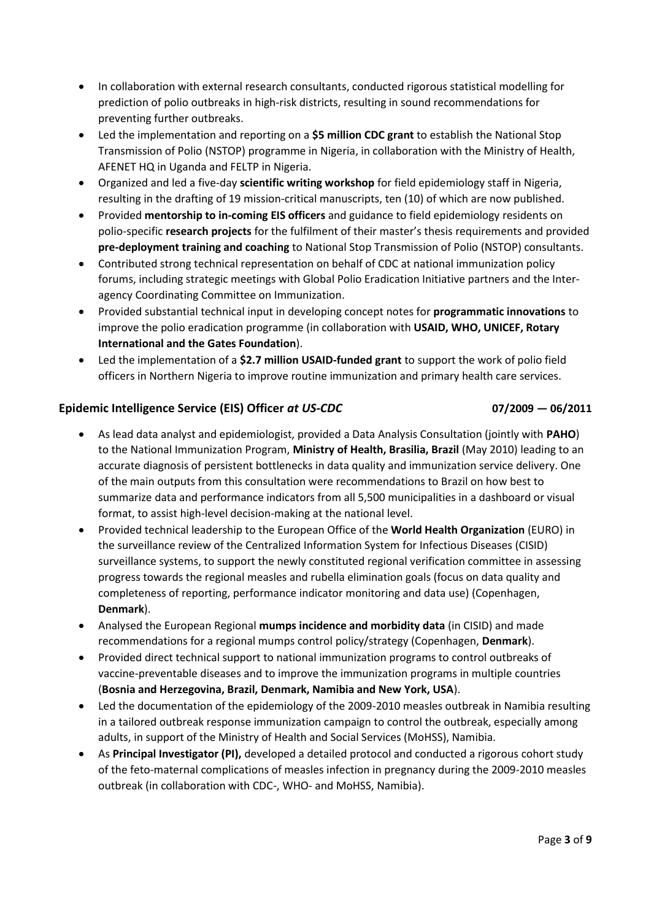- In collaboration with external research consultants, conducted rigorous statistical modelling for prediction of polio outbreaks in high-risk districts, resulting in sound recommendations for preventing further outbreaks.
- Led the implementation and reporting on a **$5 million CDC grant** to establish the National Stop Transmission of Polio (NSTOP) programme in Nigeria, in collaboration with the Ministry of Health, AFENET HQ in Uganda and FELTP in Nigeria.
- Organized and led a five-day **scientific writing workshop** for field epidemiology staff in Nigeria, resulting in the drafting of 19 mission-critical manuscripts, ten (10) of which are now published.
- Provided **mentorship to in-coming EIS officers** and guidance to field epidemiology residents on polio-specific **research projects** for the fulfilment of their master's thesis requirements and provided **pre-deployment training and coaching** to National Stop Transmission of Polio (NSTOP) consultants.
- Contributed strong technical representation on behalf of CDC at national immunization policy forums, including strategic meetings with Global Polio Eradication Initiative partners and the Inter-agency Coordinating Committee on Immunization.
- Provided substantial technical input in developing concept notes for **programmatic innovations** to improve the polio eradication programme (in collaboration with **USAID, WHO, UNICEF, Rotary International and the Gates Foundation**).
- Led the implementation of a **$2.7 million USAID-funded grant** to support the work of polio field officers in Northern Nigeria to improve routine immunization and primary health care services.

### Epidemic Intelligence Service (EIS) Officer *at US-CDC* — 07/2009 — 06/2011

- As lead data analyst and epidemiologist, provided a Data Analysis Consultation (jointly with **PAHO**) to the National Immunization Program, **Ministry of Health, Brasilia, Brazil** (May 2010) leading to an accurate diagnosis of persistent bottlenecks in data quality and immunization service delivery. One of the main outputs from this consultation were recommendations to Brazil on how best to summarize data and performance indicators from all 5,500 municipalities in a dashboard or visual format, to assist high-level decision-making at the national level.
- Provided technical leadership to the European Office of the **World Health Organization** (EURO) in the surveillance review of the Centralized Information System for Infectious Diseases (CISID) surveillance systems, to support the newly constituted regional verification committee in assessing progress towards the regional measles and rubella elimination goals (focus on data quality and completeness of reporting, performance indicator monitoring and data use) (Copenhagen, **Denmark**).
- Analysed the European Regional **mumps incidence and morbidity data** (in CISID) and made recommendations for a regional mumps control policy/strategy (Copenhagen, **Denmark**).
- Provided direct technical support to national immunization programs to control outbreaks of vaccine-preventable diseases and to improve the immunization programs in multiple countries (**Bosnia and Herzegovina, Brazil, Denmark, Namibia and New York, USA**).
- Led the documentation of the epidemiology of the 2009-2010 measles outbreak in Namibia resulting in a tailored outbreak response immunization campaign to control the outbreak, especially among adults, in support of the Ministry of Health and Social Services (MoHSS), Namibia.
- As **Principal Investigator (PI),** developed a detailed protocol and conducted a rigorous cohort study of the feto-maternal complications of measles infection in pregnancy during the 2009-2010 measles outbreak (in collaboration with CDC-, WHO- and MoHSS, Namibia).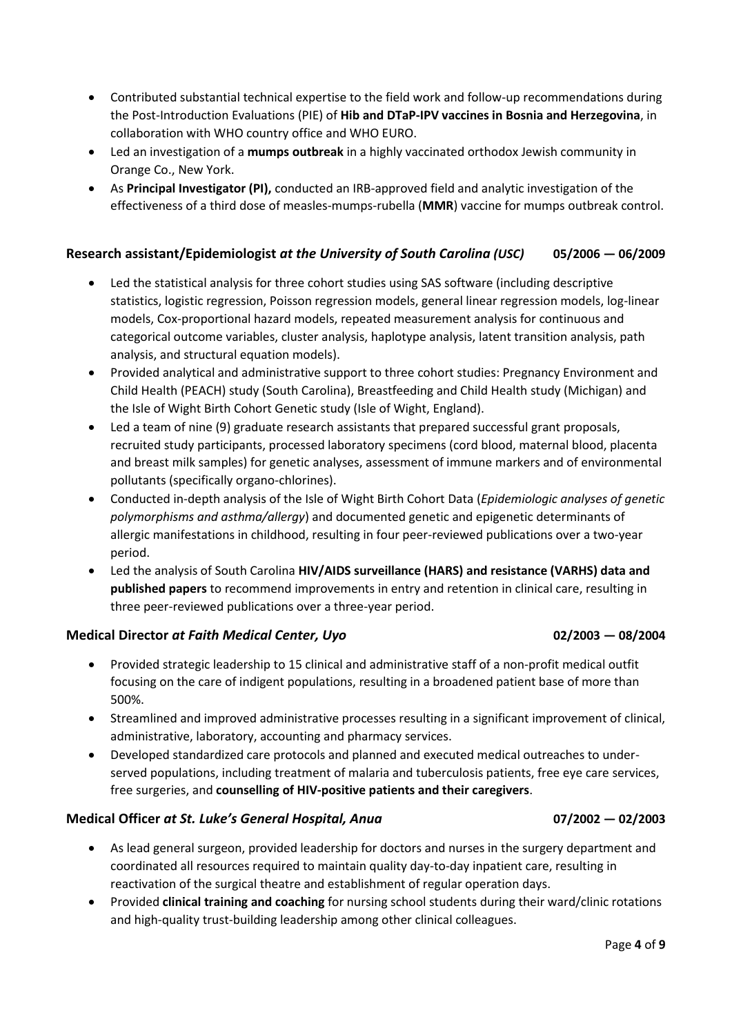- Contributed substantial technical expertise to the field work and follow-up recommendations during the Post-Introduction Evaluations (PIE) of **Hib and DTaP-IPV vaccines in Bosnia and Herzegovina**, in collaboration with WHO country office and WHO EURO.
- Led an investigation of a **mumps outbreak** in a highly vaccinated orthodox Jewish community in Orange Co., New York.
- As **Principal Investigator (PI),** conducted an IRB-approved field and analytic investigation of the effectiveness of a third dose of measles-mumps-rubella (**MMR**) vaccine for mumps outbreak control.

**Research assistant/Epidemiologist *at the University of South Carolina (USC)*** **05/2006 — 06/2009**

- Led the statistical analysis for three cohort studies using SAS software (including descriptive statistics, logistic regression, Poisson regression models, general linear regression models, log-linear models, Cox-proportional hazard models, repeated measurement analysis for continuous and categorical outcome variables, cluster analysis, haplotype analysis, latent transition analysis, path analysis, and structural equation models).
- Provided analytical and administrative support to three cohort studies: Pregnancy Environment and Child Health (PEACH) study (South Carolina), Breastfeeding and Child Health study (Michigan) and the Isle of Wight Birth Cohort Genetic study (Isle of Wight, England).
- Led a team of nine (9) graduate research assistants that prepared successful grant proposals, recruited study participants, processed laboratory specimens (cord blood, maternal blood, placenta and breast milk samples) for genetic analyses, assessment of immune markers and of environmental pollutants (specifically organo-chlorines).
- Conducted in-depth analysis of the Isle of Wight Birth Cohort Data (*Epidemiologic analyses of genetic polymorphisms and asthma/allergy*) and documented genetic and epigenetic determinants of allergic manifestations in childhood, resulting in four peer-reviewed publications over a two-year period.
- Led the analysis of South Carolina **HIV/AIDS surveillance (HARS) and resistance (VARHS) data and published papers** to recommend improvements in entry and retention in clinical care, resulting in three peer-reviewed publications over a three-year period.

**Medical Director *at Faith Medical Center, Uyo*** **02/2003 — 08/2004**

- Provided strategic leadership to 15 clinical and administrative staff of a non-profit medical outfit focusing on the care of indigent populations, resulting in a broadened patient base of more than 500%.
- Streamlined and improved administrative processes resulting in a significant improvement of clinical, administrative, laboratory, accounting and pharmacy services.
- Developed standardized care protocols and planned and executed medical outreaches to under-served populations, including treatment of malaria and tuberculosis patients, free eye care services, free surgeries, and **counselling of HIV-positive patients and their caregivers**.

**Medical Officer *at St. Luke's General Hospital, Anua*** **07/2002 — 02/2003**

- As lead general surgeon, provided leadership for doctors and nurses in the surgery department and coordinated all resources required to maintain quality day-to-day inpatient care, resulting in reactivation of the surgical theatre and establishment of regular operation days.
- Provided **clinical training and coaching** for nursing school students during their ward/clinic rotations and high-quality trust-building leadership among other clinical colleagues.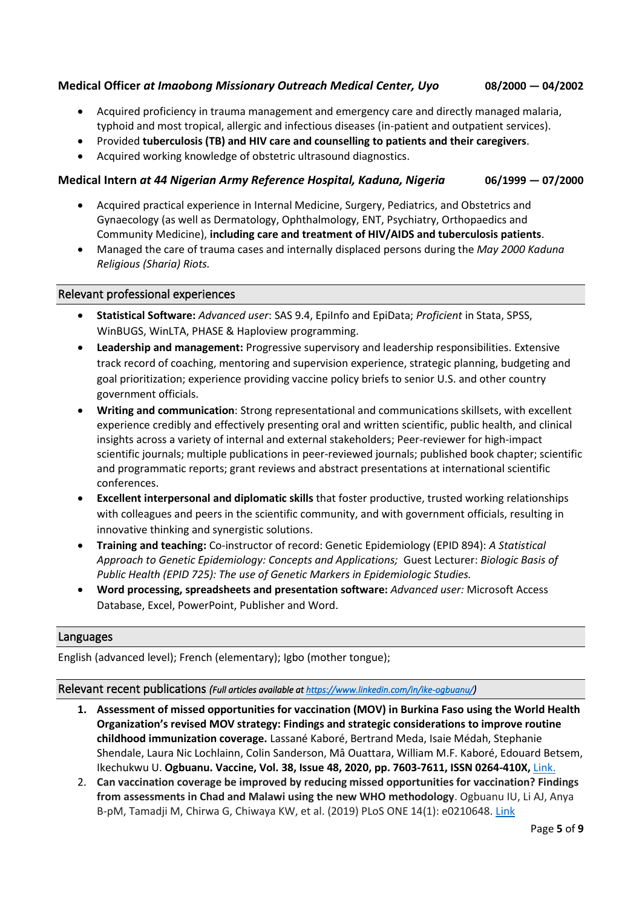**Medical Officer** ***at Imaobong Missionary Outreach Medical Center, Uyo*** **08/2000 — 04/2002**

- Acquired proficiency in trauma management and emergency care and directly managed malaria, typhoid and most tropical, allergic and infectious diseases (in-patient and outpatient services).
- Provided **tuberculosis (TB) and HIV care and counselling to patients and their caregivers**.
- Acquired working knowledge of obstetric ultrasound diagnostics.

**Medical Intern** ***at 44 Nigerian Army Reference Hospital, Kaduna, Nigeria*** **06/1999 — 07/2000**

- Acquired practical experience in Internal Medicine, Surgery, Pediatrics, and Obstetrics and Gynaecology (as well as Dermatology, Ophthalmology, ENT, Psychiatry, Orthopaedics and Community Medicine), **including care and treatment of HIV/AIDS and tuberculosis patients**.
- Managed the care of trauma cases and internally displaced persons during the *May 2000 Kaduna Religious (Sharia) Riots.*

## Relevant professional experiences

- **Statistical Software:** *Advanced user*: SAS 9.4, EpiInfo and EpiData; *Proficient* in Stata, SPSS, WinBUGS, WinLTA, PHASE & Haploview programming.
- **Leadership and management:** Progressive supervisory and leadership responsibilities. Extensive track record of coaching, mentoring and supervision experience, strategic planning, budgeting and goal prioritization; experience providing vaccine policy briefs to senior U.S. and other country government officials.
- **Writing and communication**: Strong representational and communications skillsets, with excellent experience credibly and effectively presenting oral and written scientific, public health, and clinical insights across a variety of internal and external stakeholders; Peer-reviewer for high-impact scientific journals; multiple publications in peer-reviewed journals; published book chapter; scientific and programmatic reports; grant reviews and abstract presentations at international scientific conferences.
- **Excellent interpersonal and diplomatic skills** that foster productive, trusted working relationships with colleagues and peers in the scientific community, and with government officials, resulting in innovative thinking and synergistic solutions.
- **Training and teaching:** Co-instructor of record: Genetic Epidemiology (EPID 894): *A Statistical Approach to Genetic Epidemiology: Concepts and Applications;* Guest Lecturer: *Biologic Basis of Public Health (EPID 725): The use of Genetic Markers in Epidemiologic Studies.*
- **Word processing, spreadsheets and presentation software:** *Advanced user:* Microsoft Access Database, Excel, PowerPoint, Publisher and Word.

## Languages

English (advanced level); French (elementary); Igbo (mother tongue);

## Relevant recent publications *(Full articles available at https://www.linkedin.com/in/ike-ogbuanu/)*

1. **Assessment of missed opportunities for vaccination (MOV) in Burkina Faso using the World Health Organization's revised MOV strategy: Findings and strategic considerations to improve routine childhood immunization coverage.** Lassané Kaboré, Bertrand Meda, Isaie Médah, Stephanie Shendale, Laura Nic Lochlainn, Colin Sanderson, Mâ Ouattara, William M.F. Kaboré, Edouard Betsem, Ikechukwu U. **Ogbuanu. Vaccine, Vol. 38, Issue 48, 2020, pp. 7603-7611, ISSN 0264-410X,** Link.
2. **Can vaccination coverage be improved by reducing missed opportunities for vaccination? Findings from assessments in Chad and Malawi using the new WHO methodology**. Ogbuanu IU, Li AJ, Anya B-pM, Tamadji M, Chirwa G, Chiwaya KW, et al. (2019) PLoS ONE 14(1): e0210648. Link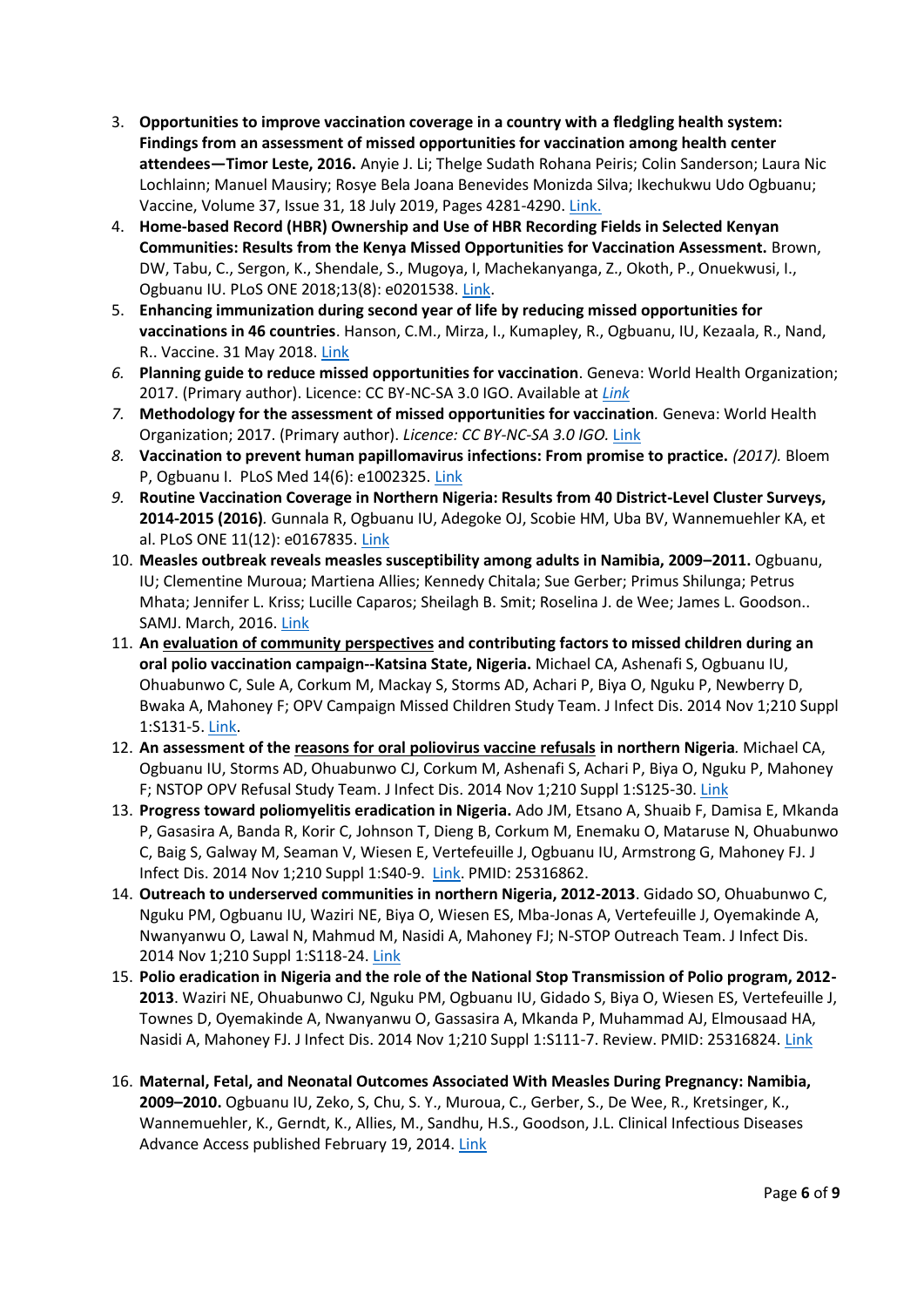3. **Opportunities to improve vaccination coverage in a country with a fledgling health system: Findings from an assessment of missed opportunities for vaccination among health center attendees—Timor Leste, 2016.** Anyie J. Li; Thelge Sudath Rohana Peiris; Colin Sanderson; Laura Nic Lochlainn; Manuel Mausiry; Rosye Bela Joana Benevides Monizda Silva; Ikechukwu Udo Ogbuanu; Vaccine, Volume 37, Issue 31, 18 July 2019, Pages 4281-4290. Link.
4. **Home-based Record (HBR) Ownership and Use of HBR Recording Fields in Selected Kenyan Communities: Results from the Kenya Missed Opportunities for Vaccination Assessment.** Brown, DW, Tabu, C., Sergon, K., Shendale, S., Mugoya, I, Machekanyanga, Z., Okoth, P., Onuekwusi, I., Ogbuanu IU. PLoS ONE 2018;13(8): e0201538. Link.
5. **Enhancing immunization during second year of life by reducing missed opportunities for vaccinations in 46 countries**. Hanson, C.M., Mirza, I., Kumapley, R., Ogbuanu, IU, Kezaala, R., Nand, R.. Vaccine. 31 May 2018. Link
6. **Planning guide to reduce missed opportunities for vaccination**. Geneva: World Health Organization; 2017. (Primary author). Licence: CC BY-NC-SA 3.0 IGO. Available at *Link*
7. **Methodology for the assessment of missed opportunities for vaccination***.* Geneva: World Health Organization; 2017. (Primary author). *Licence: CC BY-NC-SA 3.0 IGO.* Link
8. **Vaccination to prevent human papillomavirus infections: From promise to practice.** *(2017).* Bloem P, Ogbuanu I. PLoS Med 14(6): e1002325. Link
9. **Routine Vaccination Coverage in Northern Nigeria: Results from 40 District-Level Cluster Surveys, 2014-2015 (2016)***.* Gunnala R, Ogbuanu IU, Adegoke OJ, Scobie HM, Uba BV, Wannemuehler KA, et al. PLoS ONE 11(12): e0167835. Link
10. **Measles outbreak reveals measles susceptibility among adults in Namibia, 2009–2011.** Ogbuanu, IU; Clementine Muroua; Martiena Allies; Kennedy Chitala; Sue Gerber; Primus Shilunga; Petrus Mhata; Jennifer L. Kriss; Lucille Caparos; Sheilagh B. Smit; Roselina J. de Wee; James L. Goodson.. SAMJ. March, 2016. Link
11. **An evaluation of community perspectives and contributing factors to missed children during an oral polio vaccination campaign--Katsina State, Nigeria.** Michael CA, Ashenafi S, Ogbuanu IU, Ohuabunwo C, Sule A, Corkum M, Mackay S, Storms AD, Achari P, Biya O, Nguku P, Newberry D, Bwaka A, Mahoney F; OPV Campaign Missed Children Study Team. J Infect Dis. 2014 Nov 1;210 Suppl 1:S131-5. Link.
12. **An assessment of the reasons for oral poliovirus vaccine refusals in northern Nigeria***.* Michael CA, Ogbuanu IU, Storms AD, Ohuabunwo CJ, Corkum M, Ashenafi S, Achari P, Biya O, Nguku P, Mahoney F; NSTOP OPV Refusal Study Team. J Infect Dis. 2014 Nov 1;210 Suppl 1:S125-30. Link
13. **Progress toward poliomyelitis eradication in Nigeria.** Ado JM, Etsano A, Shuaib F, Damisa E, Mkanda P, Gasasira A, Banda R, Korir C, Johnson T, Dieng B, Corkum M, Enemaku O, Mataruse N, Ohuabunwo C, Baig S, Galway M, Seaman V, Wiesen E, Vertefeuille J, Ogbuanu IU, Armstrong G, Mahoney FJ. J Infect Dis. 2014 Nov 1;210 Suppl 1:S40-9. Link. PMID: 25316862.
14. **Outreach to underserved communities in northern Nigeria, 2012-2013**. Gidado SO, Ohuabunwo C, Nguku PM, Ogbuanu IU, Waziri NE, Biya O, Wiesen ES, Mba-Jonas A, Vertefeuille J, Oyemakinde A, Nwanyanwu O, Lawal N, Mahmud M, Nasidi A, Mahoney FJ; N-STOP Outreach Team. J Infect Dis. 2014 Nov 1;210 Suppl 1:S118-24. Link
15. **Polio eradication in Nigeria and the role of the National Stop Transmission of Polio program, 2012-2013**. Waziri NE, Ohuabunwo CJ, Nguku PM, Ogbuanu IU, Gidado S, Biya O, Wiesen ES, Vertefeuille J, Townes D, Oyemakinde A, Nwanyanwu O, Gassasira A, Mkanda P, Muhammad AJ, Elmousaad HA, Nasidi A, Mahoney FJ. J Infect Dis. 2014 Nov 1;210 Suppl 1:S111-7. Review. PMID: 25316824. Link
16. **Maternal, Fetal, and Neonatal Outcomes Associated With Measles During Pregnancy: Namibia, 2009–2010.** Ogbuanu IU, Zeko, S, Chu, S. Y., Muroua, C., Gerber, S., De Wee, R., Kretsinger, K., Wannemuehler, K., Gerndt, K., Allies, M., Sandhu, H.S., Goodson, J.L. Clinical Infectious Diseases Advance Access published February 19, 2014. Link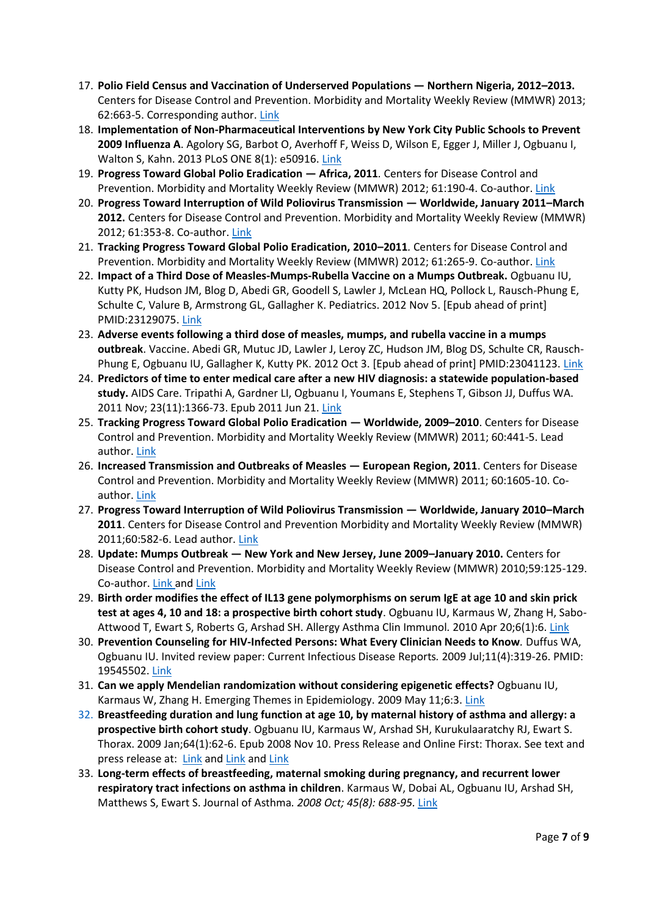17. **Polio Field Census and Vaccination of Underserved Populations — Northern Nigeria, 2012–2013.** Centers for Disease Control and Prevention. Morbidity and Mortality Weekly Review (MMWR) 2013; 62:663-5. Corresponding author. Link
18. **Implementation of Non-Pharmaceutical Interventions by New York City Public Schools to Prevent 2009 Influenza A**. Agolory SG, Barbot O, Averhoff F, Weiss D, Wilson E, Egger J, Miller J, Ogbuanu I, Walton S, Kahn. 2013 PLoS ONE 8(1): e50916. Link
19. **Progress Toward Global Polio Eradication — Africa, 2011**. Centers for Disease Control and Prevention. Morbidity and Mortality Weekly Review (MMWR) 2012; 61:190-4. Co-author. Link
20. **Progress Toward Interruption of Wild Poliovirus Transmission — Worldwide, January 2011–March 2012.** Centers for Disease Control and Prevention. Morbidity and Mortality Weekly Review (MMWR) 2012; 61:353-8. Co-author. Link
21. **Tracking Progress Toward Global Polio Eradication, 2010–2011**. Centers for Disease Control and Prevention. Morbidity and Mortality Weekly Review (MMWR) 2012; 61:265-9. Co-author. Link
22. **Impact of a Third Dose of Measles-Mumps-Rubella Vaccine on a Mumps Outbreak.** Ogbuanu IU, Kutty PK, Hudson JM, Blog D, Abedi GR, Goodell S, Lawler J, McLean HQ, Pollock L, Rausch-Phung E, Schulte C, Valure B, Armstrong GL, Gallagher K. Pediatrics. 2012 Nov 5. [Epub ahead of print] PMID:23129075. Link
23. **Adverse events following a third dose of measles, mumps, and rubella vaccine in a mumps outbreak**. Vaccine. Abedi GR, Mutuc JD, Lawler J, Leroy ZC, Hudson JM, Blog DS, Schulte CR, Rausch-Phung E, Ogbuanu IU, Gallagher K, Kutty PK. 2012 Oct 3. [Epub ahead of print] PMID:23041123. Link
24. **Predictors of time to enter medical care after a new HIV diagnosis: a statewide population-based study.** AIDS Care. Tripathi A, Gardner LI, Ogbuanu I, Youmans E, Stephens T, Gibson JJ, Duffus WA. 2011 Nov; 23(11):1366-73. Epub 2011 Jun 21. Link
25. **Tracking Progress Toward Global Polio Eradication — Worldwide, 2009–2010**. Centers for Disease Control and Prevention. Morbidity and Mortality Weekly Review (MMWR) 2011; 60:441-5. Lead author. Link
26. **Increased Transmission and Outbreaks of Measles — European Region, 2011**. Centers for Disease Control and Prevention. Morbidity and Mortality Weekly Review (MMWR) 2011; 60:1605-10. Co-author. Link
27. **Progress Toward Interruption of Wild Poliovirus Transmission — Worldwide, January 2010–March 2011**. Centers for Disease Control and Prevention Morbidity and Mortality Weekly Review (MMWR) 2011;60:582-6. Lead author. Link
28. **Update: Mumps Outbreak — New York and New Jersey, June 2009–January 2010.** Centers for Disease Control and Prevention. Morbidity and Mortality Weekly Review (MMWR) 2010;59:125-129. Co-author. Link and Link
29. **Birth order modifies the effect of IL13 gene polymorphisms on serum IgE at age 10 and skin prick test at ages 4, 10 and 18: a prospective birth cohort study**. Ogbuanu IU, Karmaus W, Zhang H, Sabo-Attwood T, Ewart S, Roberts G, Arshad SH. Allergy Asthma Clin Immunol. 2010 Apr 20;6(1):6. Link
30. **Prevention Counseling for HIV-Infected Persons: What Every Clinician Needs to Know**. Duffus WA, Ogbuanu IU. Invited review paper: Current Infectious Disease Reports*.* 2009 Jul;11(4):319-26. PMID: 19545502. Link
31. **Can we apply Mendelian randomization without considering epigenetic effects?** Ogbuanu IU, Karmaus W, Zhang H. Emerging Themes in Epidemiology. 2009 May 11;6:3. Link
32. **Breastfeeding duration and lung function at age 10, by maternal history of asthma and allergy: a prospective birth cohort study**. Ogbuanu IU, Karmaus W, Arshad SH, Kurukulaaratchy RJ, Ewart S. Thorax. 2009 Jan;64(1):62-6. Epub 2008 Nov 10. Press Release and Online First: Thorax. See text and press release at: Link and Link and Link
33. **Long-term effects of breastfeeding, maternal smoking during pregnancy, and recurrent lower respiratory tract infections on asthma in children**. Karmaus W, Dobai AL, Ogbuanu IU, Arshad SH, Matthews S, Ewart S. Journal of Asthma. *2008 Oct; 45(8): 688-95.* Link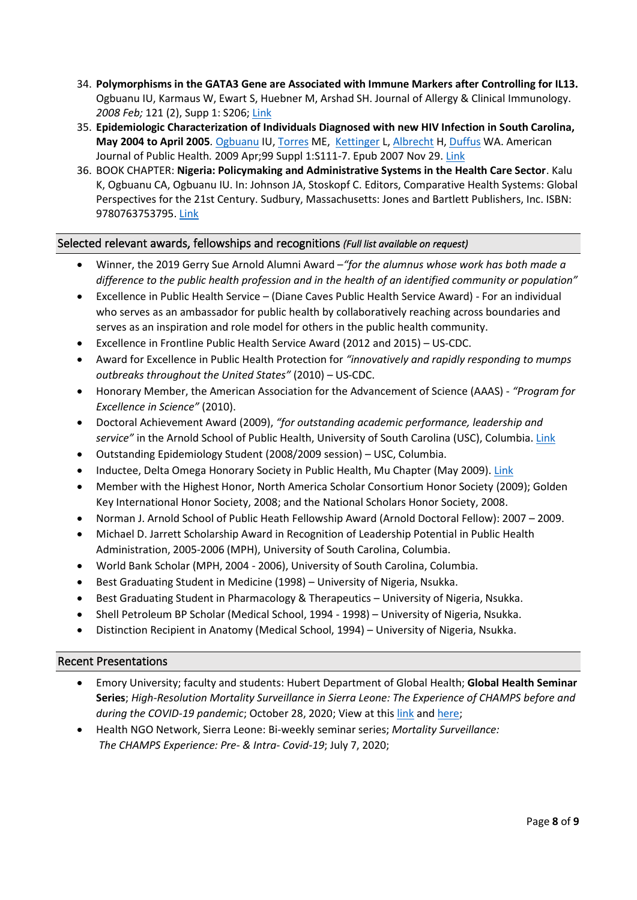34. **Polymorphisms in the GATA3 Gene are Associated with Immune Markers after Controlling for IL13.** Ogbuanu IU, Karmaus W, Ewart S, Huebner M, Arshad SH. Journal of Allergy & Clinical Immunology. *2008 Feb;* 121 (2), Supp 1: S206; Link
35. **Epidemiologic Characterization of Individuals Diagnosed with new HIV Infection in South Carolina, May 2004 to April 2005**. Ogbuanu IU, Torres ME, Kettinger L, Albrecht H, Duffus WA. American Journal of Public Health. 2009 Apr;99 Suppl 1:S111-7. Epub 2007 Nov 29. Link
36. BOOK CHAPTER: **Nigeria: Policymaking and Administrative Systems in the Health Care Sector**. Kalu K, Ogbuanu CA, Ogbuanu IU. In: Johnson JA, Stoskopf C. Editors, Comparative Health Systems: Global Perspectives for the 21st Century. Sudbury, Massachusetts: Jones and Bartlett Publishers, Inc. ISBN: 9780763753795. Link

## Selected relevant awards, fellowships and recognitions *(Full list available on request)*

- Winner, the 2019 Gerry Sue Arnold Alumni Award –*"for the alumnus whose work has both made a difference to the public health profession and in the health of an identified community or population"*
- Excellence in Public Health Service – (Diane Caves Public Health Service Award) - For an individual who serves as an ambassador for public health by collaboratively reaching across boundaries and serves as an inspiration and role model for others in the public health community.
- Excellence in Frontline Public Health Service Award (2012 and 2015) – US-CDC.
- Award for Excellence in Public Health Protection for *"innovatively and rapidly responding to mumps outbreaks throughout the United States"* (2010) – US-CDC.
- Honorary Member, the American Association for the Advancement of Science (AAAS) - *"Program for Excellence in Science"* (2010).
- Doctoral Achievement Award (2009), *"for outstanding academic performance, leadership and service"* in the Arnold School of Public Health, University of South Carolina (USC), Columbia. Link
- Outstanding Epidemiology Student (2008/2009 session) – USC, Columbia.
- Inductee, Delta Omega Honorary Society in Public Health, Mu Chapter (May 2009). Link
- Member with the Highest Honor, North America Scholar Consortium Honor Society (2009); Golden Key International Honor Society, 2008; and the National Scholars Honor Society, 2008.
- Norman J. Arnold School of Public Heath Fellowship Award (Arnold Doctoral Fellow): 2007 – 2009.
- Michael D. Jarrett Scholarship Award in Recognition of Leadership Potential in Public Health Administration, 2005-2006 (MPH), University of South Carolina, Columbia.
- World Bank Scholar (MPH, 2004 - 2006), University of South Carolina, Columbia.
- Best Graduating Student in Medicine (1998) – University of Nigeria, Nsukka.
- Best Graduating Student in Pharmacology & Therapeutics – University of Nigeria, Nsukka.
- Shell Petroleum BP Scholar (Medical School, 1994 - 1998) – University of Nigeria, Nsukka.
- Distinction Recipient in Anatomy (Medical School, 1994) – University of Nigeria, Nsukka.

## Recent Presentations

- Emory University; faculty and students: Hubert Department of Global Health; **Global Health Seminar Series**; *High-Resolution Mortality Surveillance in Sierra Leone: The Experience of CHAMPS before and during the COVID-19 pandemic*; October 28, 2020; View at this link and here;
- Health NGO Network, Sierra Leone: Bi-weekly seminar series; *Mortality Surveillance: The CHAMPS Experience: Pre- & Intra- Covid-19*; July 7, 2020;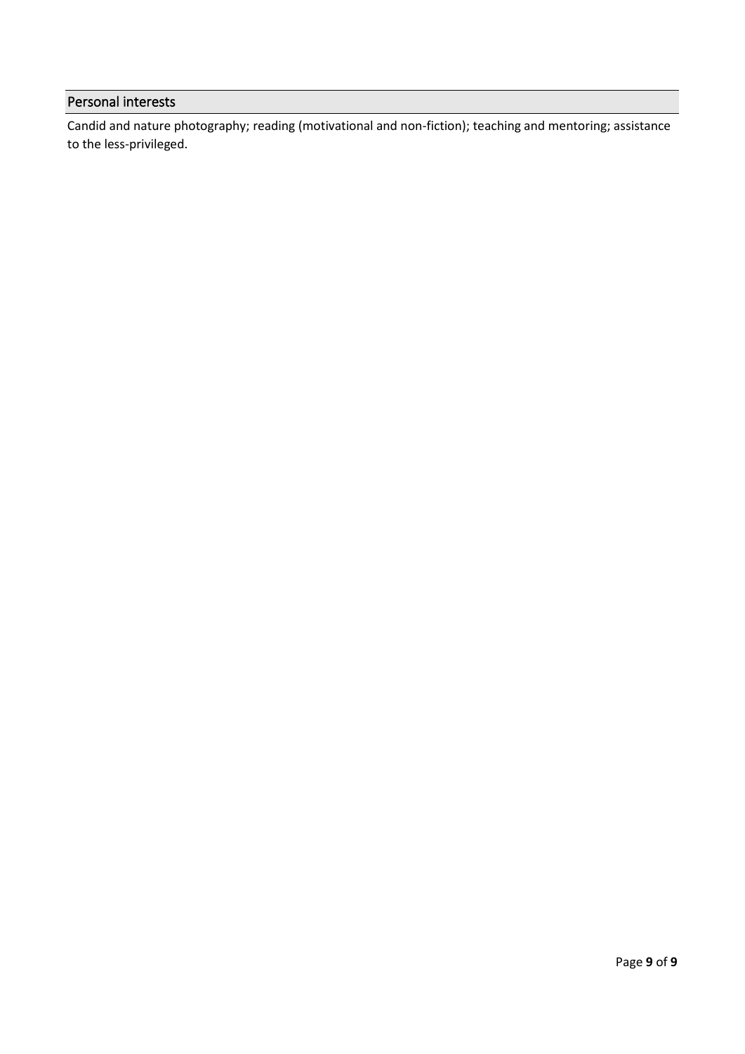## Personal interests

Candid and nature photography; reading (motivational and non-fiction); teaching and mentoring; assistance to the less-privileged.